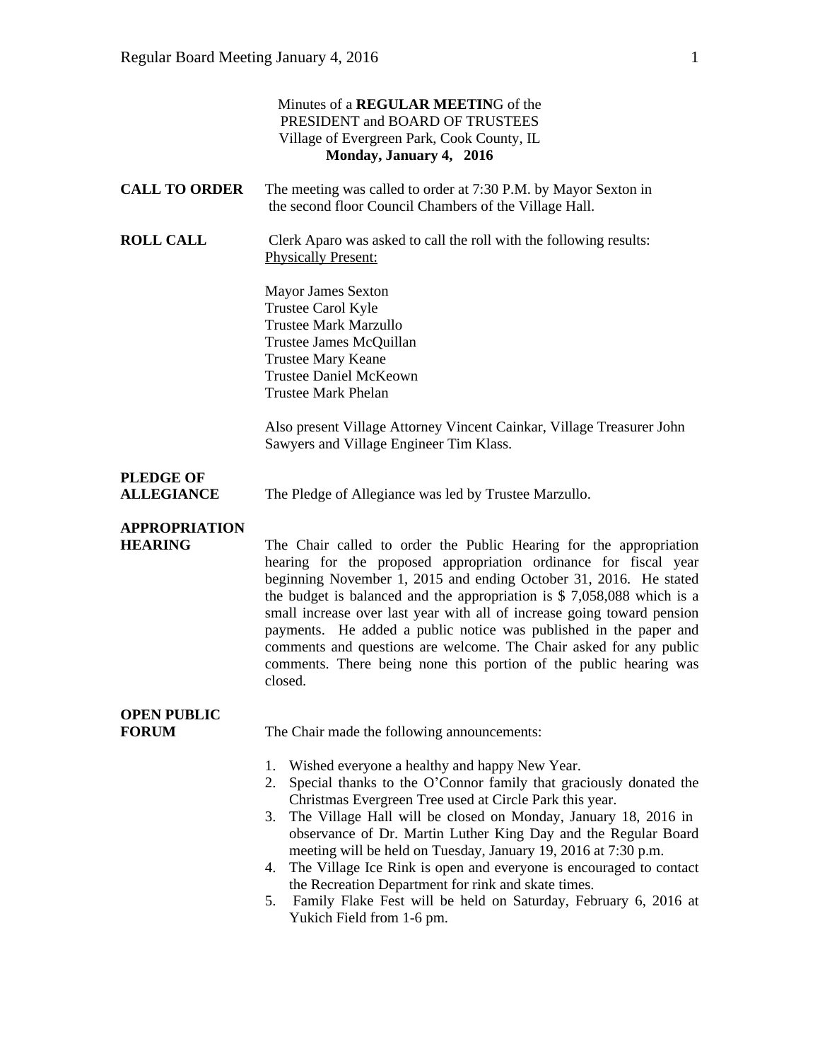Minutes of a **REGULAR MEETIN**G of the
PRESIDENT and BOARD OF TRUSTEES
Village of Evergreen Park, Cook County, IL
**Monday, January 4, 2016**

**CALL TO ORDER** The meeting was called to order at 7:30 P.M. by Mayor Sexton in the second floor Council Chambers of the Village Hall.

**ROLL CALL** Clerk Aparo was asked to call the roll with the following results:
Physically Present:

Mayor James Sexton
Trustee Carol Kyle
Trustee Mark Marzullo
Trustee James McQuillan
Trustee Mary Keane
Trustee Daniel McKeown
Trustee Mark Phelan

Also present Village Attorney Vincent Cainkar, Village Treasurer John Sawyers and Village Engineer Tim Klass.

**PLEDGE OF ALLEGIANCE** The Pledge of Allegiance was led by Trustee Marzullo.

**APPROPRIATION HEARING** The Chair called to order the Public Hearing for the appropriation hearing for the proposed appropriation ordinance for fiscal year beginning November 1, 2015 and ending October 31, 2016. He stated the budget is balanced and the appropriation is $ 7,058,088 which is a small increase over last year with all of increase going toward pension payments. He added a public notice was published in the paper and comments and questions are welcome. The Chair asked for any public comments. There being none this portion of the public hearing was closed.

**OPEN PUBLIC FORUM** The Chair made the following announcements:

1. Wished everyone a healthy and happy New Year.
2. Special thanks to the O'Connor family that graciously donated the Christmas Evergreen Tree used at Circle Park this year.
3. The Village Hall will be closed on Monday, January 18, 2016 in observance of Dr. Martin Luther King Day and the Regular Board meeting will be held on Tuesday, January 19, 2016 at 7:30 p.m.
4. The Village Ice Rink is open and everyone is encouraged to contact the Recreation Department for rink and skate times.
5. Family Flake Fest will be held on Saturday, February 6, 2016 at Yukich Field from 1-6 pm.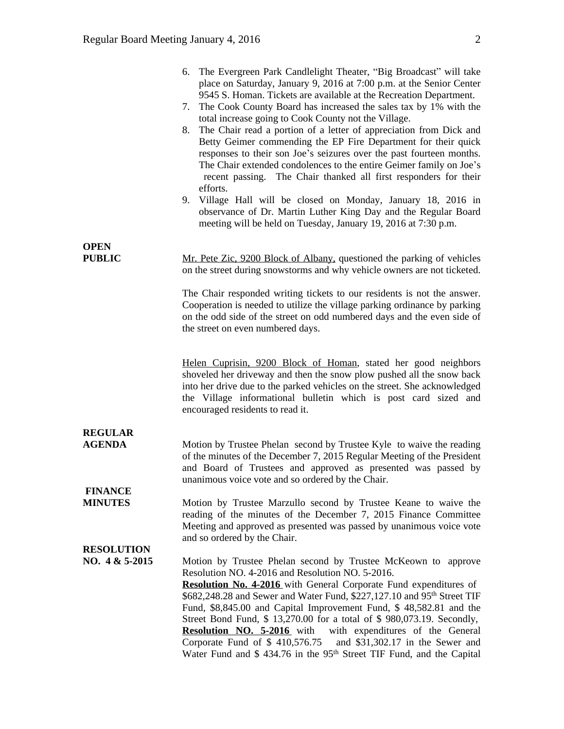6. The Evergreen Park Candlelight Theater, "Big Broadcast" will take place on Saturday, January 9, 2016 at 7:00 p.m. at the Senior Center 9545 S. Homan. Tickets are available at the Recreation Department.
7. The Cook County Board has increased the sales tax by 1% with the total increase going to Cook County not the Village.
8. The Chair read a portion of a letter of appreciation from Dick and Betty Geimer commending the EP Fire Department for their quick responses to their son Joe's seizures over the past fourteen months. The Chair extended condolences to the entire Geimer family on Joe's recent passing. The Chair thanked all first responders for their efforts.
9. Village Hall will be closed on Monday, January 18, 2016 in observance of Dr. Martin Luther King Day and the Regular Board meeting will be held on Tuesday, January 19, 2016 at 7:30 p.m.

**OPEN PUBLIC**

Mr. Pete Zic, 9200 Block of Albany, questioned the parking of vehicles on the street during snowstorms and why vehicle owners are not ticketed.

The Chair responded writing tickets to our residents is not the answer. Cooperation is needed to utilize the village parking ordinance by parking on the odd side of the street on odd numbered days and the even side of the street on even numbered days.

Helen Cuprisin, 9200 Block of Homan, stated her good neighbors shoveled her driveway and then the snow plow pushed all the snow back into her drive due to the parked vehicles on the street. She acknowledged the Village informational bulletin which is post card sized and encouraged residents to read it.

**REGULAR AGENDA**

Motion by Trustee Phelan second by Trustee Kyle to waive the reading of the minutes of the December 7, 2015 Regular Meeting of the President and Board of Trustees and approved as presented was passed by unanimous voice vote and so ordered by the Chair.

**FINANCE MINUTES**

Motion by Trustee Marzullo second by Trustee Keane to waive the reading of the minutes of the December 7, 2015 Finance Committee Meeting and approved as presented was passed by unanimous voice vote and so ordered by the Chair.

**RESOLUTION NO. 4 & 5-2015**

Motion by Trustee Phelan second by Trustee McKeown to approve Resolution NO. 4-2016 and Resolution NO. 5-2016.
**Resolution No. 4-2016** with General Corporate Fund expenditures of $682,248.28 and Sewer and Water Fund, $227,127.10 and 95th Street TIF Fund, $8,845.00 and Capital Improvement Fund, $ 48,582.81 and the Street Bond Fund, $ 13,270.00 for a total of $ 980,073.19. Secondly, **Resolution NO. 5-2016** with with expenditures of the General Corporate Fund of $ 410,576.75 and $31,302.17 in the Sewer and Water Fund and $ 434.76 in the 95th Street TIF Fund, and the Capital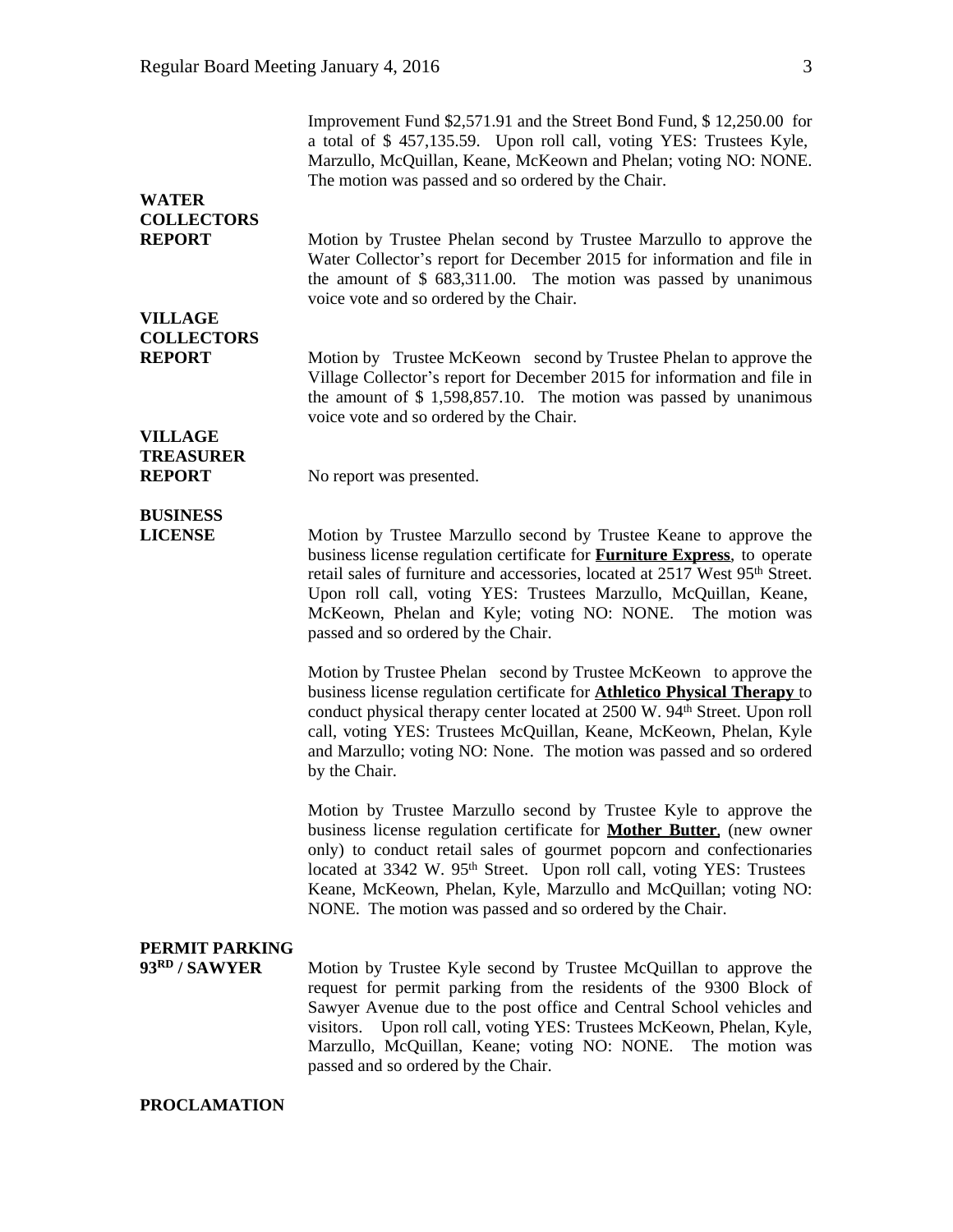Improvement Fund $2,571.91 and the Street Bond Fund, $ 12,250.00 for a total of $ 457,135.59. Upon roll call, voting YES: Trustees Kyle, Marzullo, McQuillan, Keane, McKeown and Phelan; voting NO: NONE. The motion was passed and so ordered by the Chair.

**WATER COLLECTORS REPORT**

Motion by Trustee Phelan second by Trustee Marzullo to approve the Water Collector's report for December 2015 for information and file in the amount of $ 683,311.00. The motion was passed by unanimous voice vote and so ordered by the Chair.

**VILLAGE COLLECTORS REPORT**

Motion by Trustee McKeown second by Trustee Phelan to approve the Village Collector's report for December 2015 for information and file in the amount of $ 1,598,857.10. The motion was passed by unanimous voice vote and so ordered by the Chair.

**VILLAGE TREASURER REPORT**

No report was presented.

**BUSINESS LICENSE**

Motion by Trustee Marzullo second by Trustee Keane to approve the business license regulation certificate for **Furniture Express**, to operate retail sales of furniture and accessories, located at 2517 West 95th Street. Upon roll call, voting YES: Trustees Marzullo, McQuillan, Keane, McKeown, Phelan and Kyle; voting NO: NONE. The motion was passed and so ordered by the Chair.

Motion by Trustee Phelan second by Trustee McKeown to approve the business license regulation certificate for **Athletico Physical Therapy** to conduct physical therapy center located at 2500 W. 94th Street. Upon roll call, voting YES: Trustees McQuillan, Keane, McKeown, Phelan, Kyle and Marzullo; voting NO: None. The motion was passed and so ordered by the Chair.

Motion by Trustee Marzullo second by Trustee Kyle to approve the business license regulation certificate for **Mother Butter**, (new owner only) to conduct retail sales of gourmet popcorn and confectionaries located at 3342 W. 95th Street. Upon roll call, voting YES: Trustees Keane, McKeown, Phelan, Kyle, Marzullo and McQuillan; voting NO: NONE. The motion was passed and so ordered by the Chair.

**PERMIT PARKING 93RD / SAWYER**

Motion by Trustee Kyle second by Trustee McQuillan to approve the request for permit parking from the residents of the 9300 Block of Sawyer Avenue due to the post office and Central School vehicles and visitors. Upon roll call, voting YES: Trustees McKeown, Phelan, Kyle, Marzullo, McQuillan, Keane; voting NO: NONE. The motion was passed and so ordered by the Chair.

**PROCLAMATION**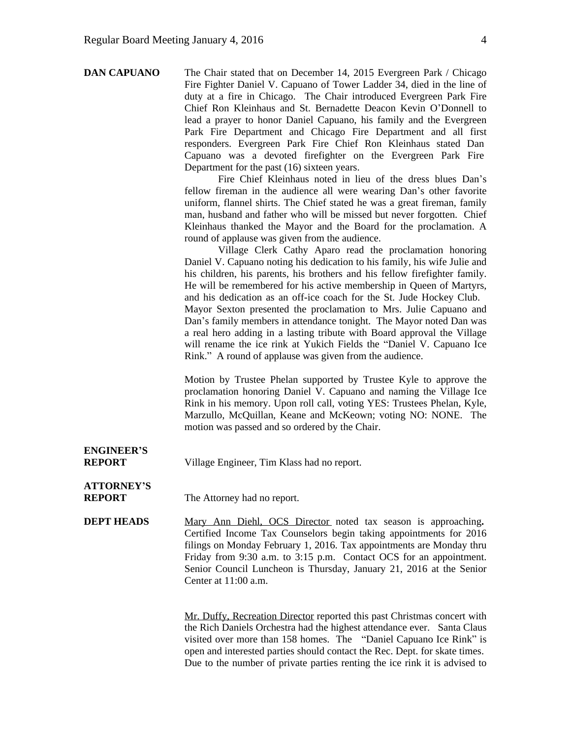**DAN CAPUANO** The Chair stated that on December 14, 2015 Evergreen Park / Chicago Fire Fighter Daniel V. Capuano of Tower Ladder 34, died in the line of duty at a fire in Chicago. The Chair introduced Evergreen Park Fire Chief Ron Kleinhaus and St. Bernadette Deacon Kevin O'Donnell to lead a prayer to honor Daniel Capuano, his family and the Evergreen Park Fire Department and Chicago Fire Department and all first responders. Evergreen Park Fire Chief Ron Kleinhaus stated Dan Capuano was a devoted firefighter on the Evergreen Park Fire Department for the past (16) sixteen years.

Fire Chief Kleinhaus noted in lieu of the dress blues Dan's fellow fireman in the audience all were wearing Dan's other favorite uniform, flannel shirts. The Chief stated he was a great fireman, family man, husband and father who will be missed but never forgotten. Chief Kleinhaus thanked the Mayor and the Board for the proclamation. A round of applause was given from the audience.

Village Clerk Cathy Aparo read the proclamation honoring Daniel V. Capuano noting his dedication to his family, his wife Julie and his children, his parents, his brothers and his fellow firefighter family. He will be remembered for his active membership in Queen of Martyrs, and his dedication as an off-ice coach for the St. Jude Hockey Club. Mayor Sexton presented the proclamation to Mrs. Julie Capuano and Dan's family members in attendance tonight. The Mayor noted Dan was a real hero adding in a lasting tribute with Board approval the Village will rename the ice rink at Yukich Fields the "Daniel V. Capuano Ice Rink." A round of applause was given from the audience.

Motion by Trustee Phelan supported by Trustee Kyle to approve the proclamation honoring Daniel V. Capuano and naming the Village Ice Rink in his memory. Upon roll call, voting YES: Trustees Phelan, Kyle, Marzullo, McQuillan, Keane and McKeown; voting NO: NONE. The motion was passed and so ordered by the Chair.

**ENGINEER'S REPORT** Village Engineer, Tim Klass had no report.

**ATTORNEY'S REPORT** The Attorney had no report.

**DEPT HEADS** Mary Ann Diehl, OCS Director noted tax season is approaching**.** Certified Income Tax Counselors begin taking appointments for 2016 filings on Monday February 1, 2016. Tax appointments are Monday thru Friday from 9:30 a.m. to 3:15 p.m. Contact OCS for an appointment. Senior Council Luncheon is Thursday, January 21, 2016 at the Senior Center at 11:00 a.m.

Mr. Duffy, Recreation Director reported this past Christmas concert with the Rich Daniels Orchestra had the highest attendance ever. Santa Claus visited over more than 158 homes. The "Daniel Capuano Ice Rink" is open and interested parties should contact the Rec. Dept. for skate times. Due to the number of private parties renting the ice rink it is advised to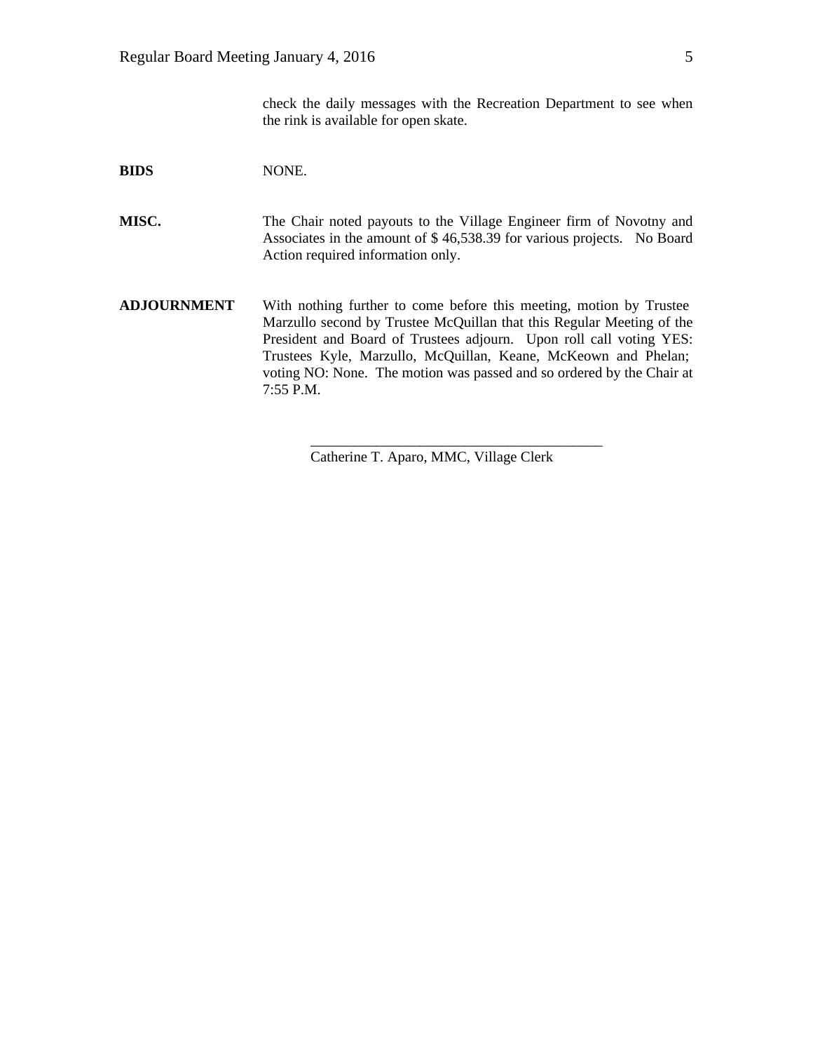check the daily messages with the Recreation Department to see when the rink is available for open skate.

**BIDS** NONE.

**MISC.** The Chair noted payouts to the Village Engineer firm of Novotny and Associates in the amount of $ 46,538.39 for various projects. No Board Action required information only.

**ADJOURNMENT** With nothing further to come before this meeting, motion by Trustee Marzullo second by Trustee McQuillan that this Regular Meeting of the President and Board of Trustees adjourn. Upon roll call voting YES: Trustees Kyle, Marzullo, McQuillan, Keane, McKeown and Phelan; voting NO: None. The motion was passed and so ordered by the Chair at 7:55 P.M.

\_\_\_\_\_\_\_\_\_\_\_\_\_\_\_\_\_\_\_\_\_\_\_\_\_\_\_\_\_\_\_\_\_\_\_\_\_\_\_\_

Catherine T. Aparo, MMC, Village Clerk